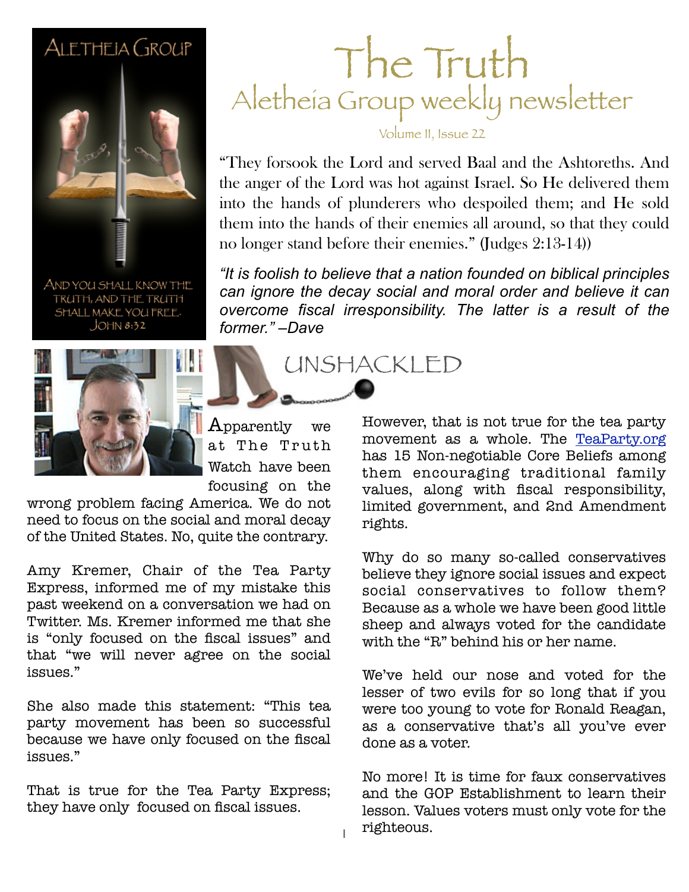ALETHEIA GROUP

AND YOU SHALL KNOW THE TRUTH, AND THE TRUTH SHALL MAKE YOU FREE. JOHN 8:32

# The Truth

## Aletheia Group weekly newsletter

Volume II, Issue 22

"They forsook the Lord and served Baal and the Ashtoreths. And the anger of the Lord was hot against Israel. So He delivered them into the hands of plunderers who despoiled them; and He sold them into the hands of their enemies all around, so that they could no longer stand before their enemies." (Judges 2:13-14))

*"It is foolish to believe that a nation founded on biblical principles can ignore the decay social and moral order and believe it can overcome fiscal irresponsibility. The latter is a result of the former." –Dave*

## UNSHACKLED

Apparently we at The Truth Watch have been focusing on the wrong problem facing America. We do not need to focus on the social and moral decay of the United States. No, quite the contrary.

Amy Kremer, Chair of the Tea Party Express, informed me of my mistake this past weekend on a conversation we had on Twitter. Ms. Kremer informed me that she is "only focused on the fiscal issues" and that "we will never agree on the social issues."

She also made this statement: "This tea party movement has been so successful because we have only focused on the fiscal issues."

That is true for the Tea Party Express; they have only focused on fiscal issues.

However, that is not true for the tea party movement as a whole. The TeaParty.org has 15 Non-negotiable Core Beliefs among them encouraging traditional family values, along with fiscal responsibility, limited government, and 2nd Amendment rights.

Why do so many so-called conservatives believe they ignore social issues and expect social conservatives to follow them? Because as a whole we have been good little sheep and always voted for the candidate with the "R" behind his or her name.

We've held our nose and voted for the lesser of two evils for so long that if you were too young to vote for Ronald Reagan, as a conservative that's all you've ever done as a voter.

No more! It is time for faux conservatives and the GOP Establishment to learn their lesson. Values voters must only vote for the righteous.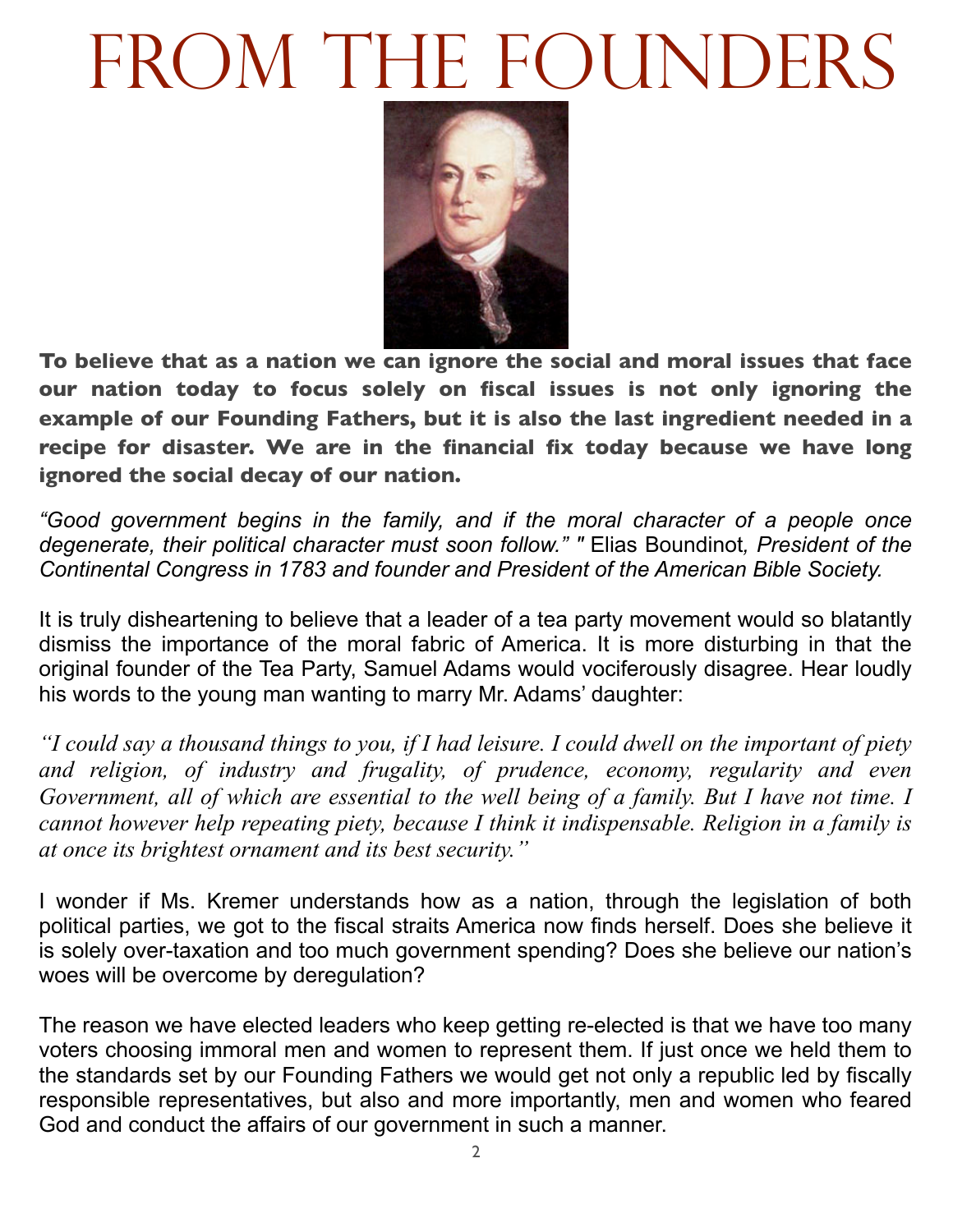# From the Founders

**To believe that as a nation we can ignore the social and moral issues that face our nation today to focus solely on fiscal issues is not only ignoring the example of our Founding Fathers, but it is also the last ingredient needed in a recipe for disaster. We are in the financial fix today because we have long ignored the social decay of our nation.**

*"Good government begins in the family, and if the moral character of a people once degenerate, their political character must soon follow." "* Elias Boundinot*, President of the Continental Congress in 1783 and founder and President of the American Bible Society.*

It is truly disheartening to believe that a leader of a tea party movement would so blatantly dismiss the importance of the moral fabric of America. It is more disturbing in that the original founder of the Tea Party, Samuel Adams would vociferously disagree. Hear loudly his words to the young man wanting to marry Mr. Adams' daughter:

*"I could say a thousand things to you, if I had leisure. I could dwell on the important of piety and religion, of industry and frugality, of prudence, economy, regularity and even Government, all of which are essential to the well being of a family. But I have not time. I cannot however help repeating piety, because I think it indispensable. Religion in a family is at once its brightest ornament and its best security."*

I wonder if Ms. Kremer understands how as a nation, through the legislation of both political parties, we got to the fiscal straits America now finds herself. Does she believe it is solely over-taxation and too much government spending? Does she believe our nation's woes will be overcome by deregulation?

The reason we have elected leaders who keep getting re-elected is that we have too many voters choosing immoral men and women to represent them. If just once we held them to the standards set by our Founding Fathers we would get not only a republic led by fiscally responsible representatives, but also and more importantly, men and women who feared God and conduct the affairs of our government in such a manner.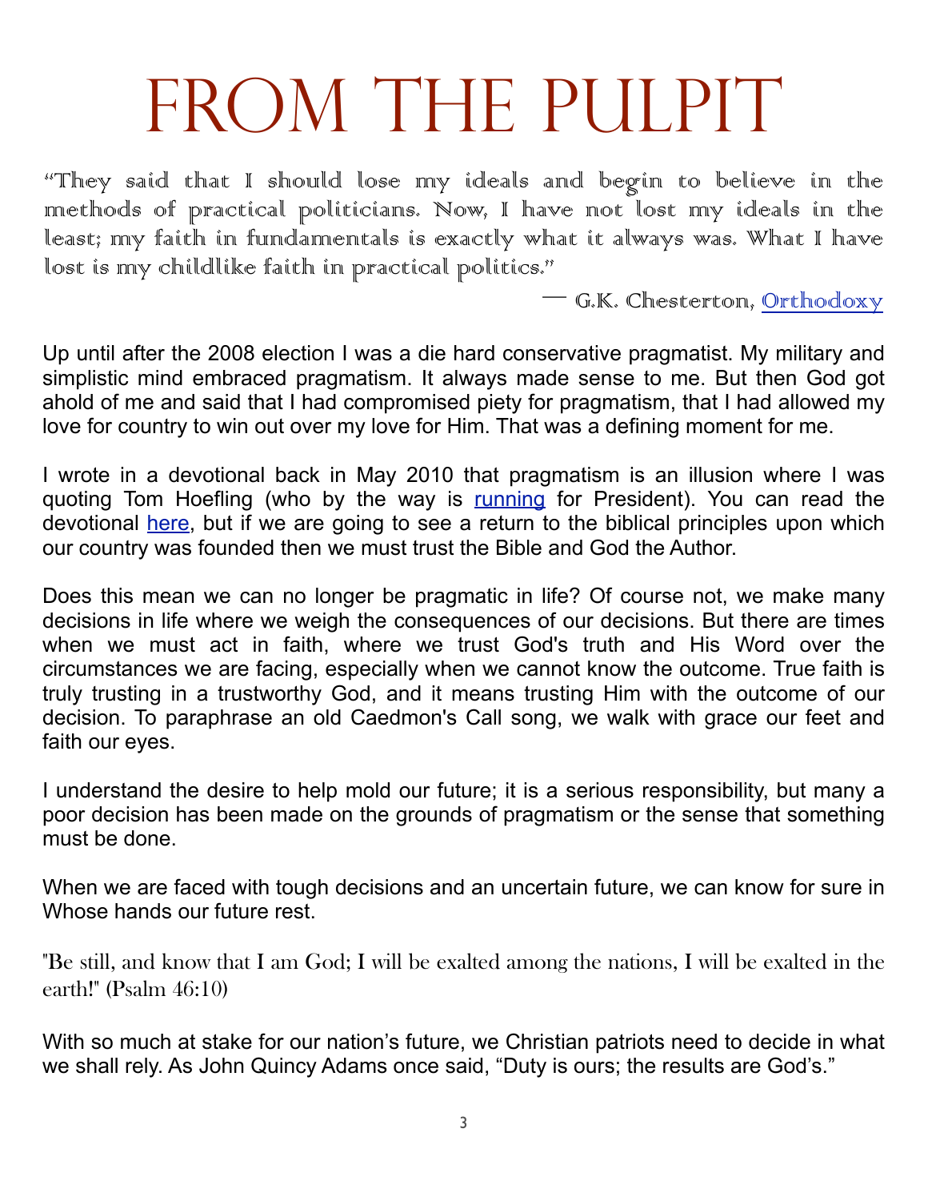# From the Pulpit

*"They said that I should lose my ideals and begin to believe in the methods of practical politicians. Now, I have not lost my ideals in the least; my faith in fundamentals is exactly what it always was. What I have lost is my childlike faith in practical politics."*

— G.K. Chesterton, [Orthodoxy]

Up until after the 2008 election I was a die hard conservative pragmatist. My military and simplistic mind embraced pragmatism. It always made sense to me. But then God got ahold of me and said that I had compromised piety for pragmatism, that I had allowed my love for country to win out over my love for Him. That was a defining moment for me.

I wrote in a devotional back in May 2010 that pragmatism is an illusion where I was quoting Tom Hoefling (who by the way is [running] for President). You can read the devotional [here], but if we are going to see a return to the biblical principles upon which our country was founded then we must trust the Bible and God the Author.

Does this mean we can no longer be pragmatic in life? Of course not, we make many decisions in life where we weigh the consequences of our decisions. But there are times when we must act in faith, where we trust God's truth and His Word over the circumstances we are facing, especially when we cannot know the outcome. True faith is truly trusting in a trustworthy God, and it means trusting Him with the outcome of our decision. To paraphrase an old Caedmon's Call song, we walk with grace our feet and faith our eyes.

I understand the desire to help mold our future; it is a serious responsibility, but many a poor decision has been made on the grounds of pragmatism or the sense that something must be done.

When we are faced with tough decisions and an uncertain future, we can know for sure in Whose hands our future rest.

"Be still, and know that I am God; I will be exalted among the nations, I will be exalted in the earth!" (Psalm 46:10)

With so much at stake for our nation's future, we Christian patriots need to decide in what we shall rely. As John Quincy Adams once said, "Duty is ours; the results are God's."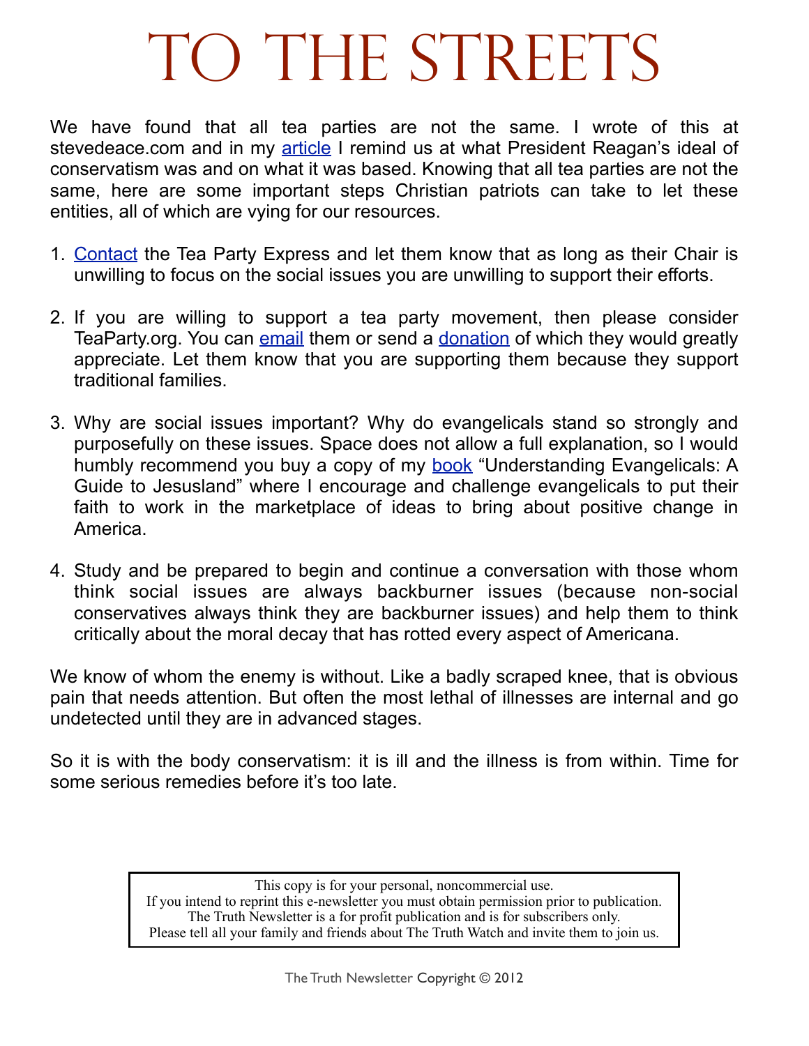# TO THE STREETS

We have found that all tea parties are not the same. I wrote of this at stevedeace.com and in my article I remind us at what President Reagan's ideal of conservatism was and on what it was based. Knowing that all tea parties are not the same, here are some important steps Christian patriots can take to let these entities, all of which are vying for our resources.

1. Contact the Tea Party Express and let them know that as long as their Chair is unwilling to focus on the social issues you are unwilling to support their efforts.

2. If you are willing to support a tea party movement, then please consider TeaParty.org. You can email them or send a donation of which they would greatly appreciate. Let them know that you are supporting them because they support traditional families.

3. Why are social issues important? Why do evangelicals stand so strongly and purposefully on these issues. Space does not allow a full explanation, so I would humbly recommend you buy a copy of my book "Understanding Evangelicals: A Guide to Jesusland" where I encourage and challenge evangelicals to put their faith to work in the marketplace of ideas to bring about positive change in America.

4. Study and be prepared to begin and continue a conversation with those whom think social issues are always backburner issues (because non-social conservatives always think they are backburner issues) and help them to think critically about the moral decay that has rotted every aspect of Americana.

We know of whom the enemy is without. Like a badly scraped knee, that is obvious pain that needs attention. But often the most lethal of illnesses are internal and go undetected until they are in advanced stages.

So it is with the body conservatism: it is ill and the illness is from within. Time for some serious remedies before it's too late.

This copy is for your personal, noncommercial use.
If you intend to reprint this e-newsletter you must obtain permission prior to publication.
The Truth Newsletter is a for profit publication and is for subscribers only.
Please tell all your family and friends about The Truth Watch and invite them to join us.

The Truth Newsletter Copyright © 2012